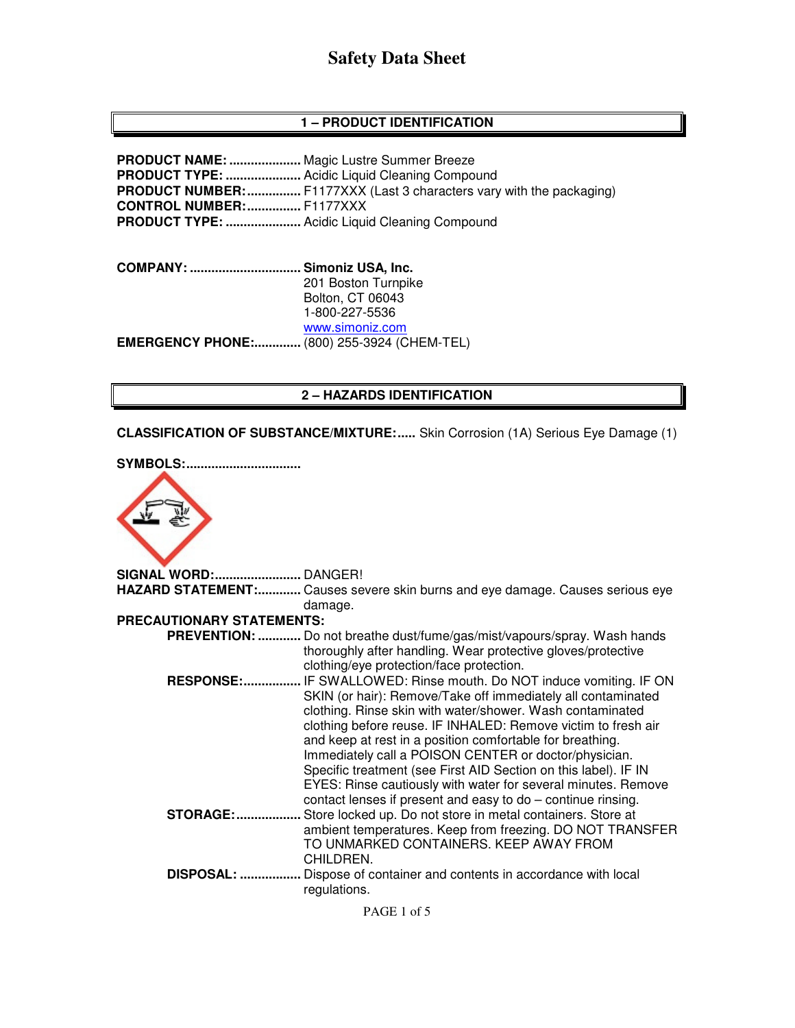# Safety Data Sheet

## 1 – PRODUCT IDENTIFICATION

**PRODUCT NAME:** .................... Magic Lustre Summer Breeze
**PRODUCT TYPE:** ..................... Acidic Liquid Cleaning Compound
**PRODUCT NUMBER:** ............... F1177XXX (Last 3 characters vary with the packaging)
**CONTROL NUMBER:** ............... F1177XXX
**PRODUCT TYPE:** ..................... Acidic Liquid Cleaning Compound

**COMPANY:** ............................... **Simoniz USA, Inc.**
201 Boston Turnpike
Bolton, CT 06043
1-800-227-5536
www.simoniz.com
**EMERGENCY PHONE:** ............. (800) 255-3924 (CHEM-TEL)

## 2 – HAZARDS IDENTIFICATION

**CLASSIFICATION OF SUBSTANCE/MIXTURE:** ..... Skin Corrosion (1A) Serious Eye Damage (1)

**SYMBOLS:** ...............................

**SIGNAL WORD:** ........................ DANGER!
**HAZARD STATEMENT:** ............ Causes severe skin burns and eye damage. Causes serious eye damage.

**PRECAUTIONARY STATEMENTS:**

- **PREVENTION:** ............ Do not breathe dust/fume/gas/mist/vapours/spray. Wash hands thoroughly after handling. Wear protective gloves/protective clothing/eye protection/face protection.
- **RESPONSE:** ................ IF SWALLOWED: Rinse mouth. Do NOT induce vomiting. IF ON SKIN (or hair): Remove/Take off immediately all contaminated clothing. Rinse skin with water/shower. Wash contaminated clothing before reuse. IF INHALED: Remove victim to fresh air and keep at rest in a position comfortable for breathing. Immediately call a POISON CENTER or doctor/physician. Specific treatment (see First AID Section on this label). IF IN EYES: Rinse cautiously with water for several minutes. Remove contact lenses if present and easy to do – continue rinsing.
- **STORAGE:** .................. Store locked up. Do not store in metal containers. Store at ambient temperatures. Keep from freezing. DO NOT TRANSFER TO UNMARKED CONTAINERS. KEEP AWAY FROM CHILDREN.
- **DISPOSAL:** ................. Dispose of container and contents in accordance with local regulations.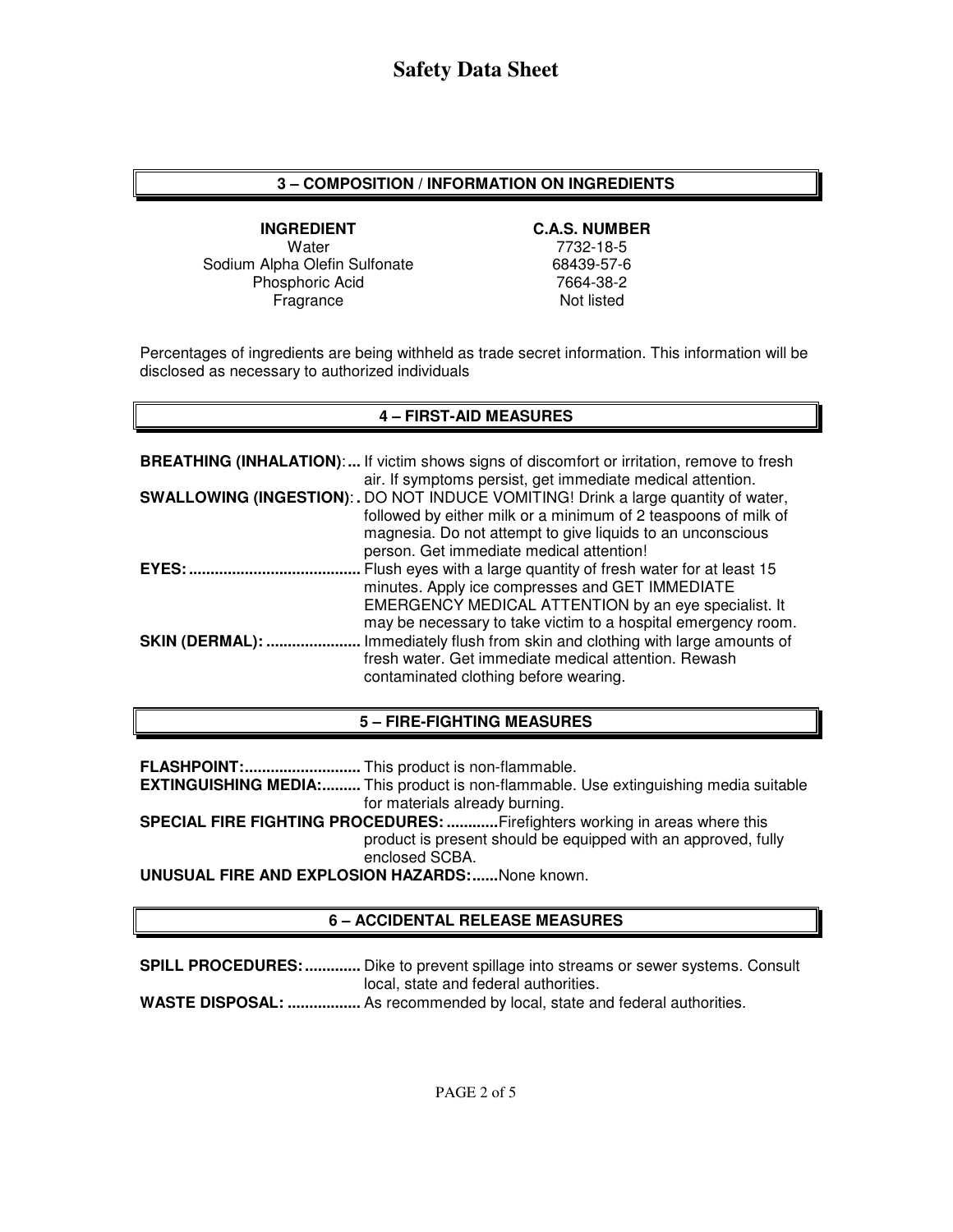## 3 – COMPOSITION / INFORMATION ON INGREDIENTS

| INGREDIENT | C.A.S. NUMBER |
|---|---|
| Water | 7732-18-5 |
| Sodium Alpha Olefin Sulfonate | 68439-57-6 |
| Phosphoric Acid | 7664-38-2 |
| Fragrance | Not listed |

Percentages of ingredients are being withheld as trade secret information. This information will be disclosed as necessary to authorized individuals

## 4 – FIRST-AID MEASURES

**BREATHING (INHALATION):...** If victim shows signs of discomfort or irritation, remove to fresh air. If symptoms persist, get immediate medical attention.

**SWALLOWING (INGESTION):..** DO NOT INDUCE VOMITING! Drink a large quantity of water, followed by either milk or a minimum of 2 teaspoons of milk of magnesia. Do not attempt to give liquids to an unconscious person. Get immediate medical attention!

**EYES:........................................** Flush eyes with a large quantity of fresh water for at least 15 minutes. Apply ice compresses and GET IMMEDIATE EMERGENCY MEDICAL ATTENTION by an eye specialist. It may be necessary to take victim to a hospital emergency room.

**SKIN (DERMAL): ......................** Immediately flush from skin and clothing with large amounts of fresh water. Get immediate medical attention. Rewash contaminated clothing before wearing.

## 5 – FIRE-FIGHTING MEASURES

**FLASHPOINT:...........................** This product is non-flammable.

**EXTINGUISHING MEDIA:.........** This product is non-flammable. Use extinguishing media suitable for materials already burning.

**SPECIAL FIRE FIGHTING PROCEDURES: ............** Firefighters working in areas where this product is present should be equipped with an approved, fully enclosed SCBA.

**UNUSUAL FIRE AND EXPLOSION HAZARDS:......** None known.

## 6 – ACCIDENTAL RELEASE MEASURES

**SPILL PROCEDURES: .............** Dike to prevent spillage into streams or sewer systems. Consult local, state and federal authorities.

**WASTE DISPOSAL: .................** As recommended by local, state and federal authorities.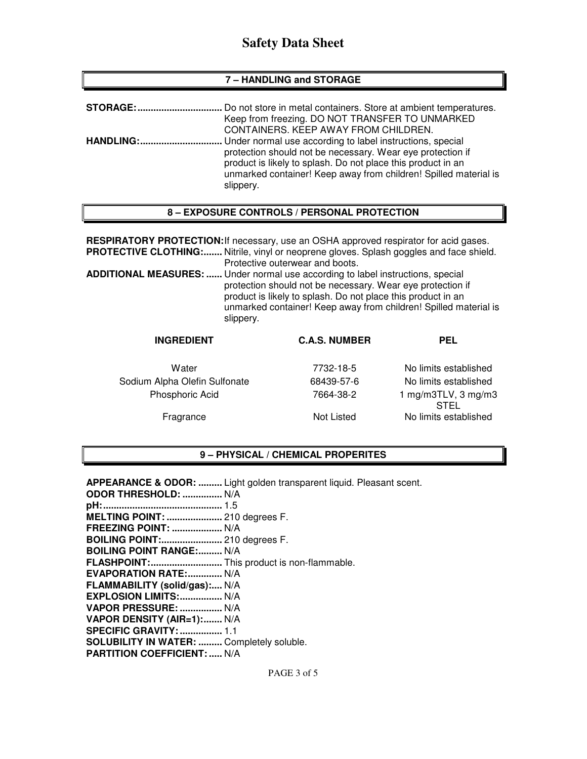# Safety Data Sheet

## 7 – HANDLING and STORAGE

**STORAGE:................................** Do not store in metal containers. Store at ambient temperatures. Keep from freezing. DO NOT TRANSFER TO UNMARKED CONTAINERS. KEEP AWAY FROM CHILDREN.

**HANDLING:..............................** Under normal use according to label instructions, special protection should not be necessary. Wear eye protection if product is likely to splash. Do not place this product in an unmarked container! Keep away from children! Spilled material is slippery.

## 8 – EXPOSURE CONTROLS / PERSONAL PROTECTION

**RESPIRATORY PROTECTION:** If necessary, use an OSHA approved respirator for acid gases.

**PROTECTIVE CLOTHING:.......** Nitrile, vinyl or neoprene gloves. Splash goggles and face shield. Protective outerwear and boots.

**ADDITIONAL MEASURES: ......** Under normal use according to label instructions, special protection should not be necessary. Wear eye protection if product is likely to splash. Do not place this product in an unmarked container! Keep away from children! Spilled material is slippery.

| INGREDIENT | C.A.S. NUMBER | PEL |
|---|---|---|
| Water | 7732-18-5 | No limits established |
| Sodium Alpha Olefin Sulfonate | 68439-57-6 | No limits established |
| Phosphoric Acid | 7664-38-2 | 1 mg/m3TLV, 3 mg/m3 STEL |
| Fragrance | Not Listed | No limits established |

## 9 – PHYSICAL / CHEMICAL PROPERITES

**APPEARANCE & ODOR: .........** Light golden transparent liquid. Pleasant scent.
**ODOR THRESHOLD: ...............** N/A
**pH:............................................** 1.5
**MELTING POINT: .....................** 210 degrees F.
**FREEZING POINT: ...................** N/A
**BOILING POINT:.......................** 210 degrees F.
**BOILING POINT RANGE:.........** N/A
**FLASHPOINT:...........................** This product is non-flammable.
**EVAPORATION RATE:.............** N/A
**FLAMMABILITY (solid/gas):....** N/A
**EXPLOSION LIMITS:................** N/A
**VAPOR PRESSURE: ................** N/A
**VAPOR DENSITY (AIR=1):.......** N/A
**SPECIFIC GRAVITY: ................** 1.1
**SOLUBILITY IN WATER: .........** Completely soluble.
**PARTITION COEFFICIENT: .....** N/A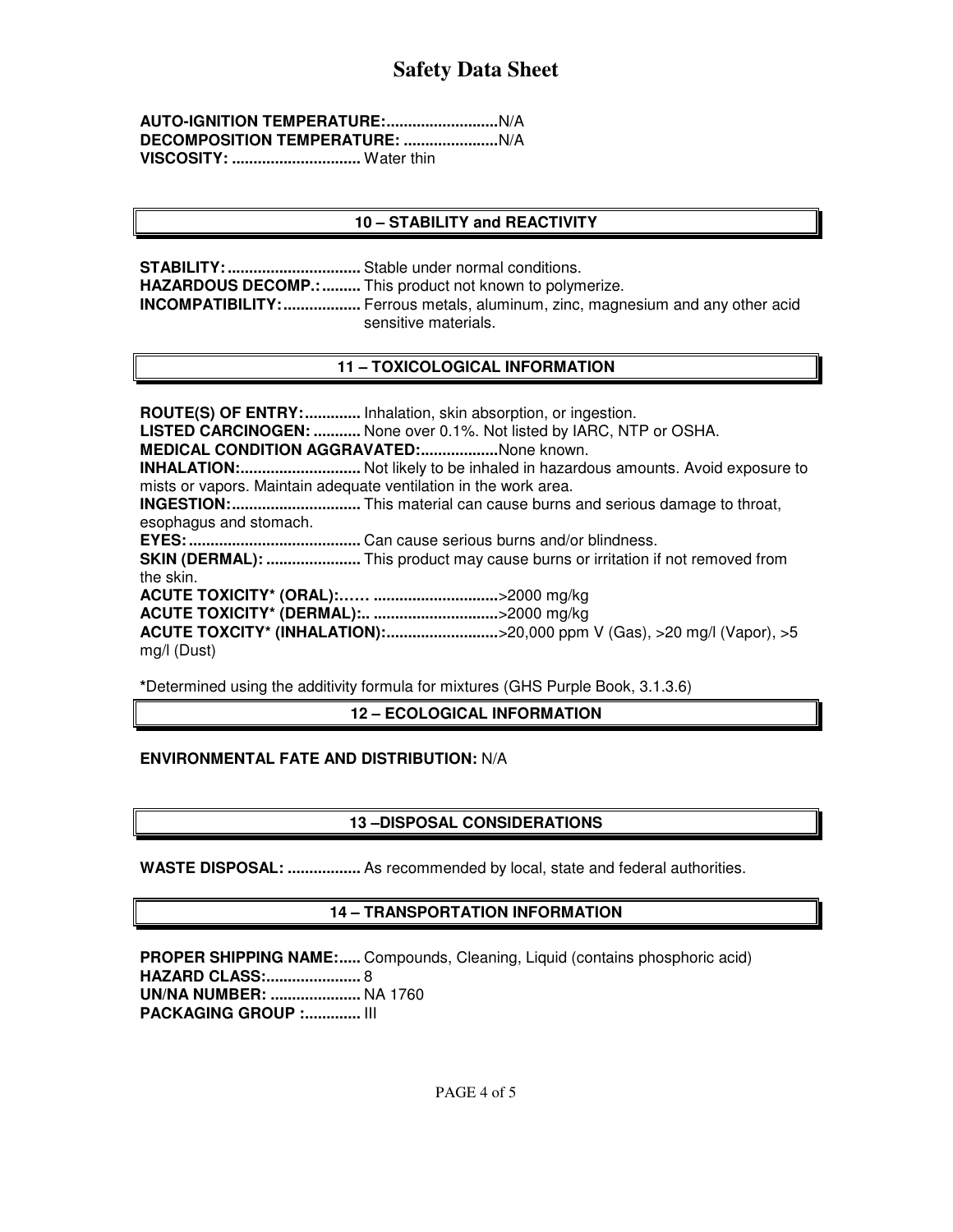# Safety Data Sheet

**AUTO-IGNITION TEMPERATURE:..........................**N/A
**DECOMPOSITION TEMPERATURE: ......................**N/A
**VISCOSITY: ..............................** Water thin

## 10 – STABILITY and REACTIVITY

**STABILITY: ...............................** Stable under normal conditions.
**HAZARDOUS DECOMP.: .........** This product not known to polymerize.
**INCOMPATIBILITY: ..................** Ferrous metals, aluminum, zinc, magnesium and any other acid sensitive materials.

## 11 – TOXICOLOGICAL INFORMATION

**ROUTE(S) OF ENTRY: .............** Inhalation, skin absorption, or ingestion.
**LISTED CARCINOGEN: ...........** None over 0.1%. Not listed by IARC, NTP or OSHA.
**MEDICAL CONDITION AGGRAVATED:..................**None known.
**INHALATION:............................** Not likely to be inhaled in hazardous amounts. Avoid exposure to mists or vapors. Maintain adequate ventilation in the work area.
**INGESTION:..............................** This material can cause burns and serious damage to throat, esophagus and stomach.
**EYES: ........................................** Can cause serious burns and/or blindness.
**SKIN (DERMAL): ......................** This product may cause burns or irritation if not removed from the skin.
**ACUTE TOXICITY* (ORAL):…… ............................**>2000 mg/kg
**ACUTE TOXICITY* (DERMAL):.. ............................**>2000 mg/kg
**ACUTE TOXCITY* (INHALATION):.........................**>20,000 ppm V (Gas), >20 mg/l (Vapor), >5 mg/l (Dust)

***Determined using the additivity formula for mixtures (GHS Purple Book, 3.1.3.6)

## 12 – ECOLOGICAL INFORMATION

**ENVIRONMENTAL FATE AND DISTRIBUTION:** N/A

## 13 –DISPOSAL CONSIDERATIONS

**WASTE DISPOSAL: .................** As recommended by local, state and federal authorities.

## 14 – TRANSPORTATION INFORMATION

**PROPER SHIPPING NAME:.....** Compounds, Cleaning, Liquid (contains phosphoric acid)
**HAZARD CLASS:......................** 8
**UN/NA NUMBER: .....................** NA 1760
**PACKAGING GROUP :.............** III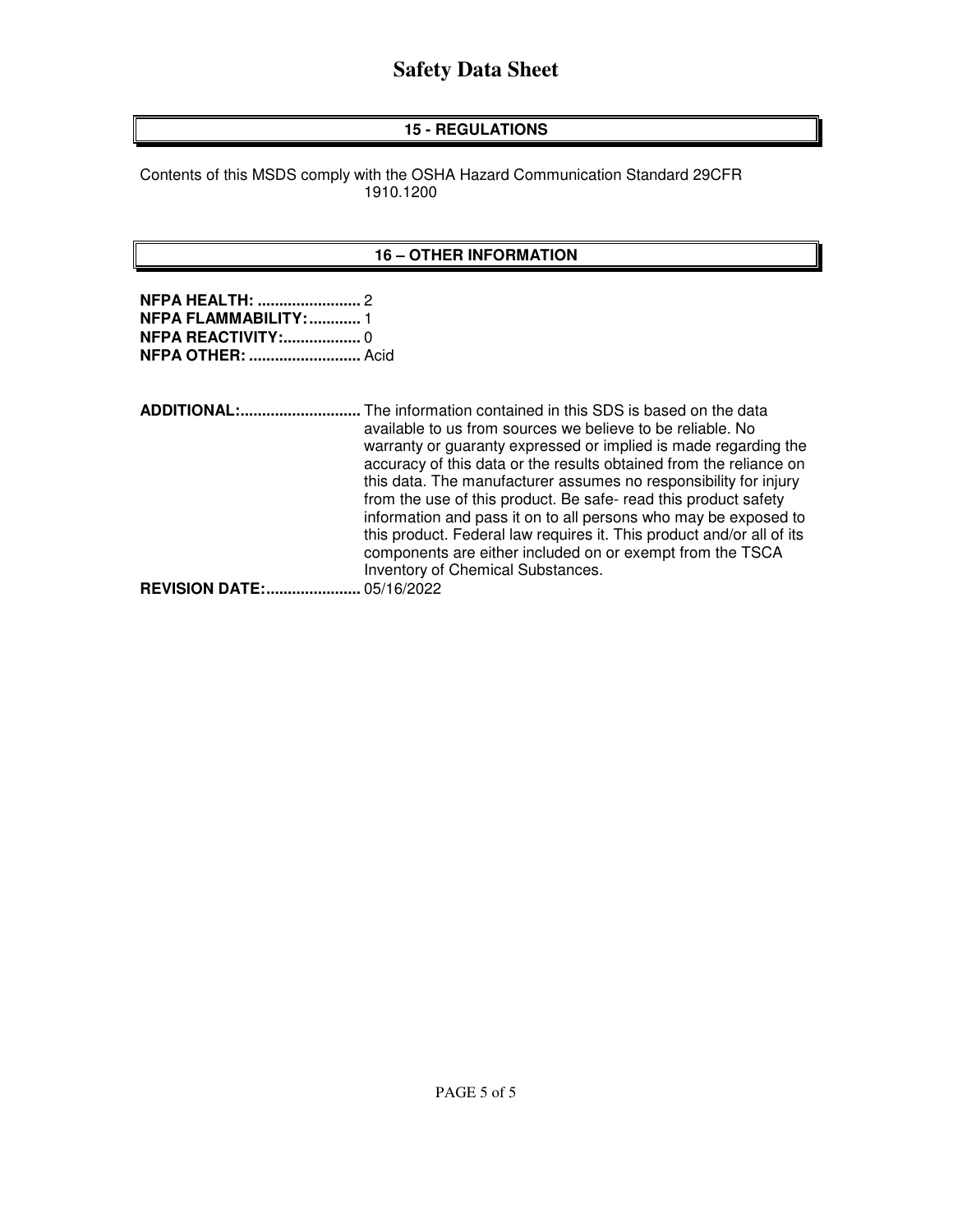## 15 - REGULATIONS

Contents of this MSDS comply with the OSHA Hazard Communication Standard 29CFR 1910.1200

## 16 – OTHER INFORMATION

**NFPA HEALTH: ........................** 2
**NFPA FLAMMABILITY:............** 1
**NFPA REACTIVITY:..................** 0
**NFPA OTHER: ..........................** Acid

**ADDITIONAL:............................** The information contained in this SDS is based on the data available to us from sources we believe to be reliable. No warranty or guaranty expressed or implied is made regarding the accuracy of this data or the results obtained from the reliance on this data. The manufacturer assumes no responsibility for injury from the use of this product. Be safe- read this product safety information and pass it on to all persons who may be exposed to this product. Federal law requires it. This product and/or all of its components are either included on or exempt from the TSCA Inventory of Chemical Substances.
**REVISION DATE:......................** 05/16/2022